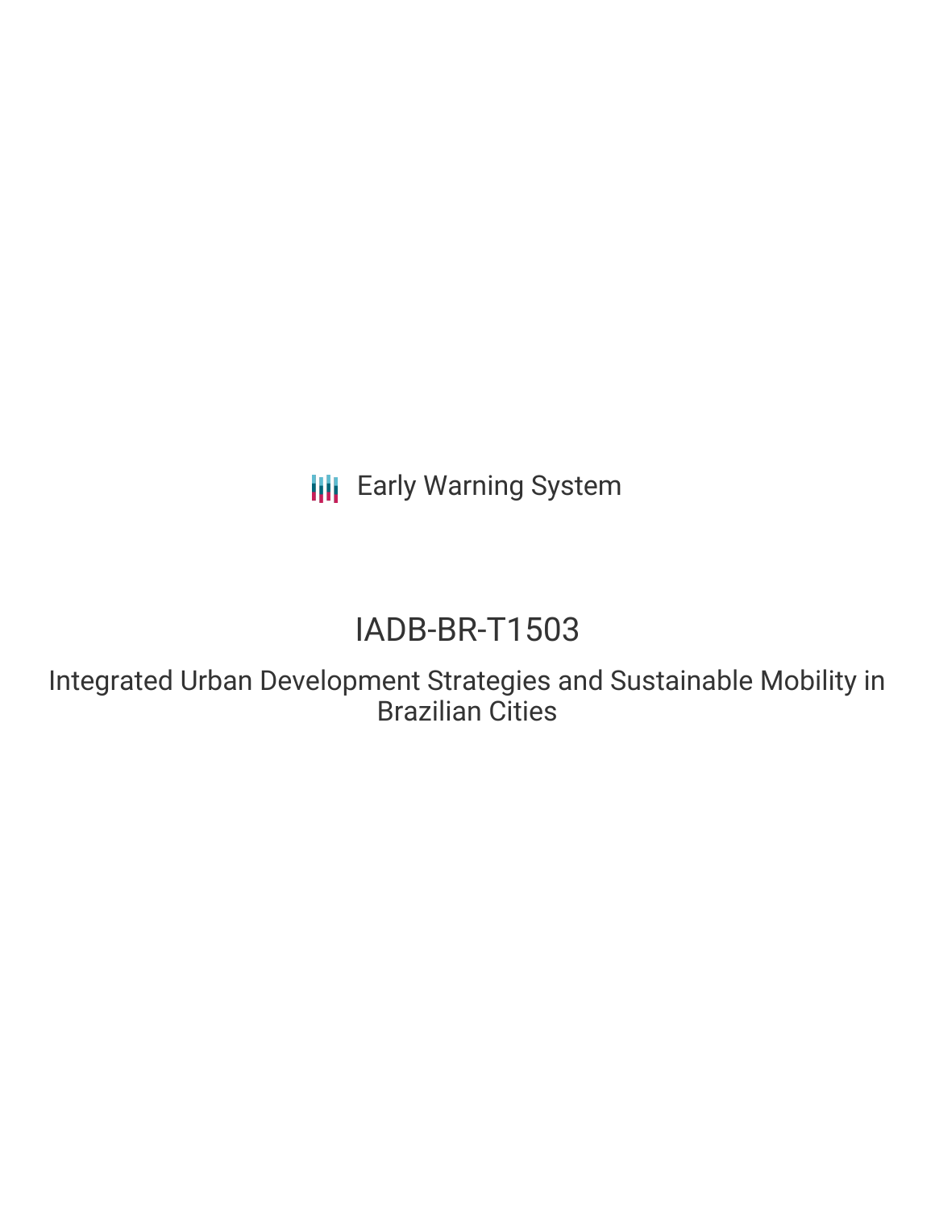Early Warning System

# IADB-BR-T1503

## Integrated Urban Development Strategies and Sustainable Mobility in Brazilian Cities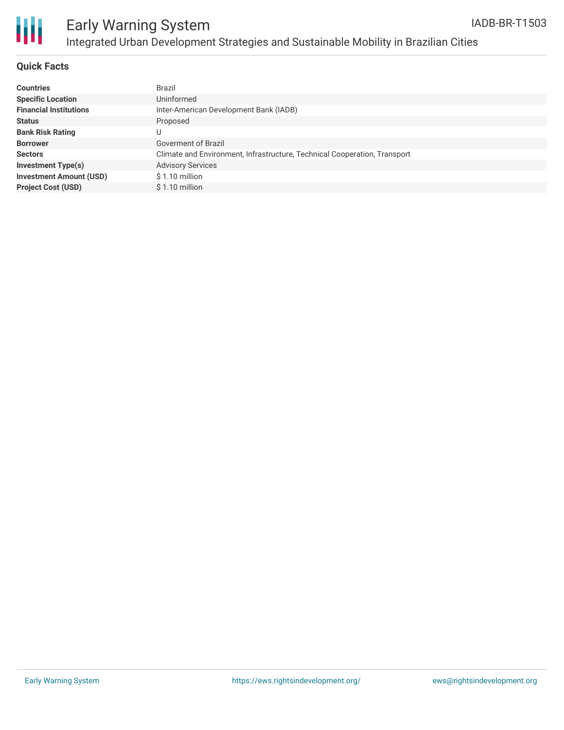# Early Warning System

## Integrated Urban Development Strategies and Sustainable Mobility in Brazilian Cities

IADB-BR-T1503

### Quick Facts

| | |
|---|---|
| **Countries** | Brazil |
| **Specific Location** | Uninformed |
| **Financial Institutions** | Inter-American Development Bank (IADB) |
| **Status** | Proposed |
| **Bank Risk Rating** | U |
| **Borrower** | Goverment of Brazil |
| **Sectors** | Climate and Environment, Infrastructure, Technical Cooperation, Transport |
| **Investment Type(s)** | Advisory Services |
| **Investment Amount (USD)** | $ 1.10 million |
| **Project Cost (USD)** | $ 1.10 million |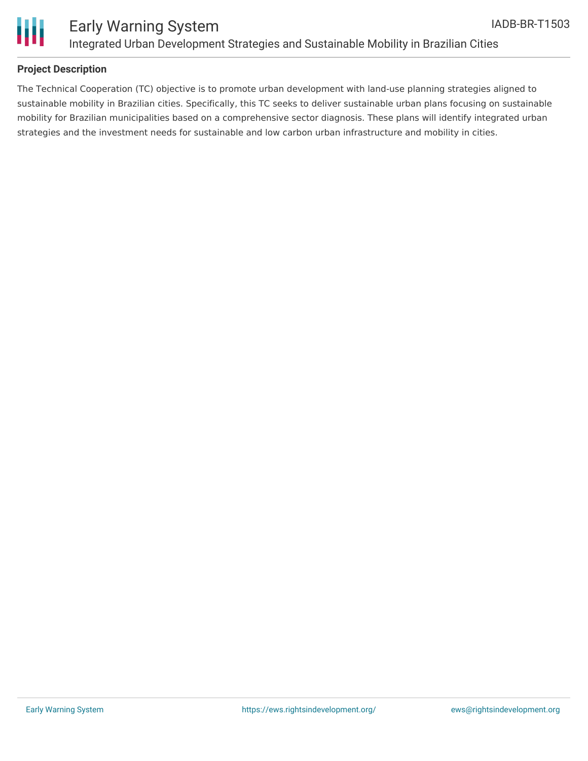## Project Description

The Technical Cooperation (TC) objective is to promote urban development with land-use planning strategies aligned to sustainable mobility in Brazilian cities. Specifically, this TC seeks to deliver sustainable urban plans focusing on sustainable mobility for Brazilian municipalities based on a comprehensive sector diagnosis. These plans will identify integrated urban strategies and the investment needs for sustainable and low carbon urban infrastructure and mobility in cities.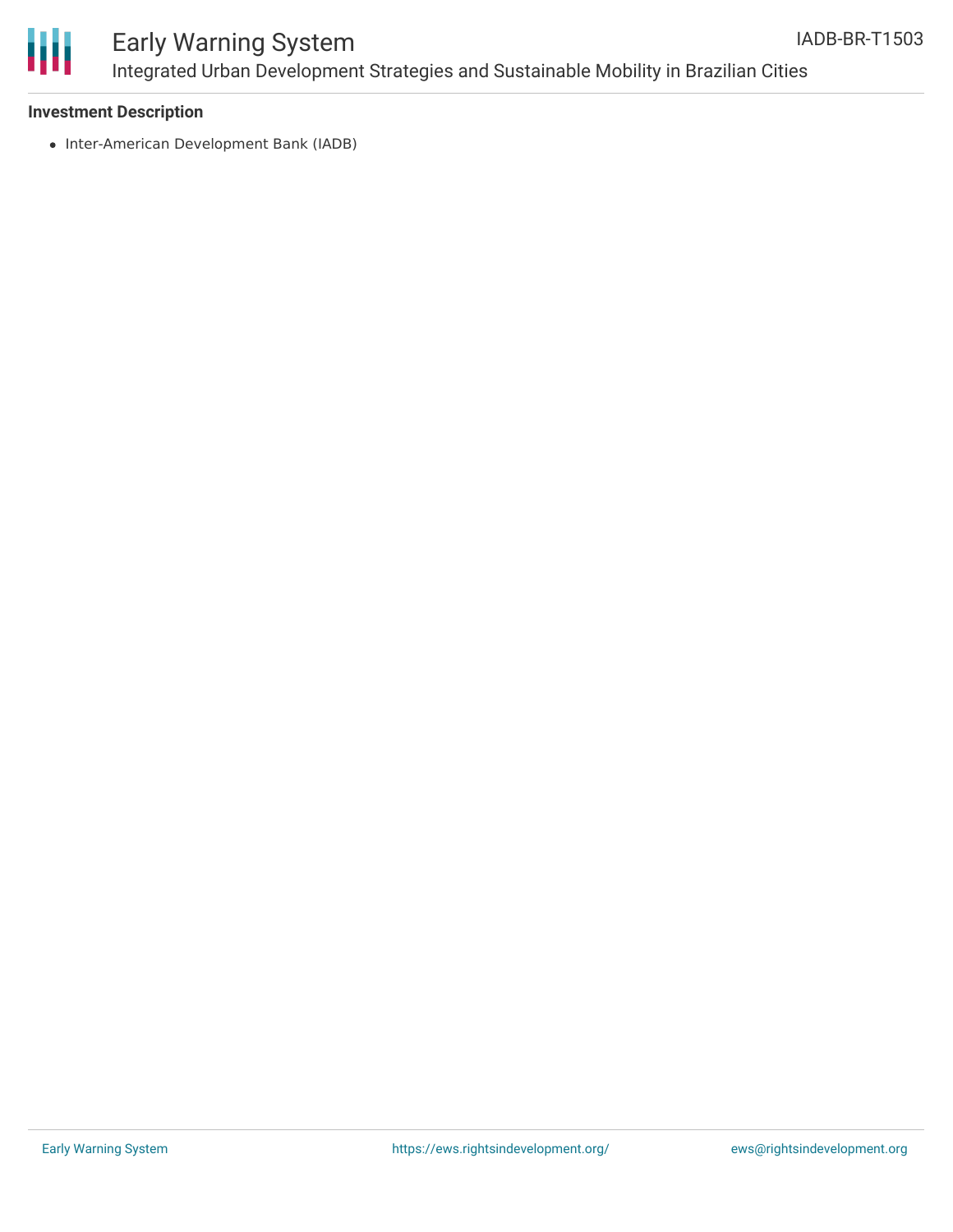**Investment Description**

- Inter-American Development Bank (IADB)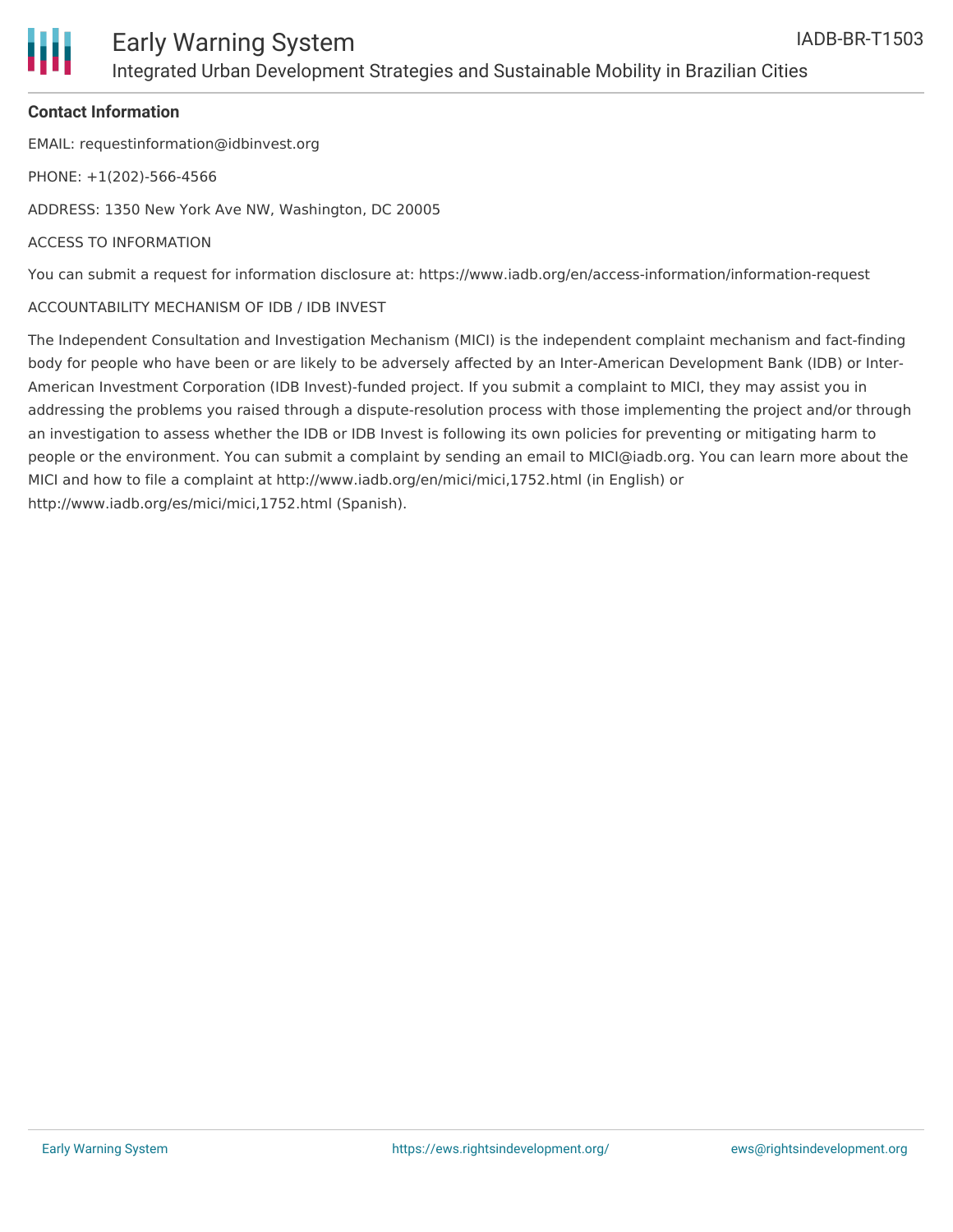**Contact Information**

EMAIL: requestinformation@idbinvest.org

PHONE: +1(202)-566-4566

ADDRESS: 1350 New York Ave NW, Washington, DC 20005

ACCESS TO INFORMATION

You can submit a request for information disclosure at: https://www.iadb.org/en/access-information/information-request

ACCOUNTABILITY MECHANISM OF IDB / IDB INVEST

The Independent Consultation and Investigation Mechanism (MICI) is the independent complaint mechanism and fact-finding body for people who have been or are likely to be adversely affected by an Inter-American Development Bank (IDB) or Inter-American Investment Corporation (IDB Invest)-funded project. If you submit a complaint to MICI, they may assist you in addressing the problems you raised through a dispute-resolution process with those implementing the project and/or through an investigation to assess whether the IDB or IDB Invest is following its own policies for preventing or mitigating harm to people or the environment. You can submit a complaint by sending an email to MICI@iadb.org. You can learn more about the MICI and how to file a complaint at http://www.iadb.org/en/mici/mici,1752.html (in English) or http://www.iadb.org/es/mici/mici,1752.html (Spanish).